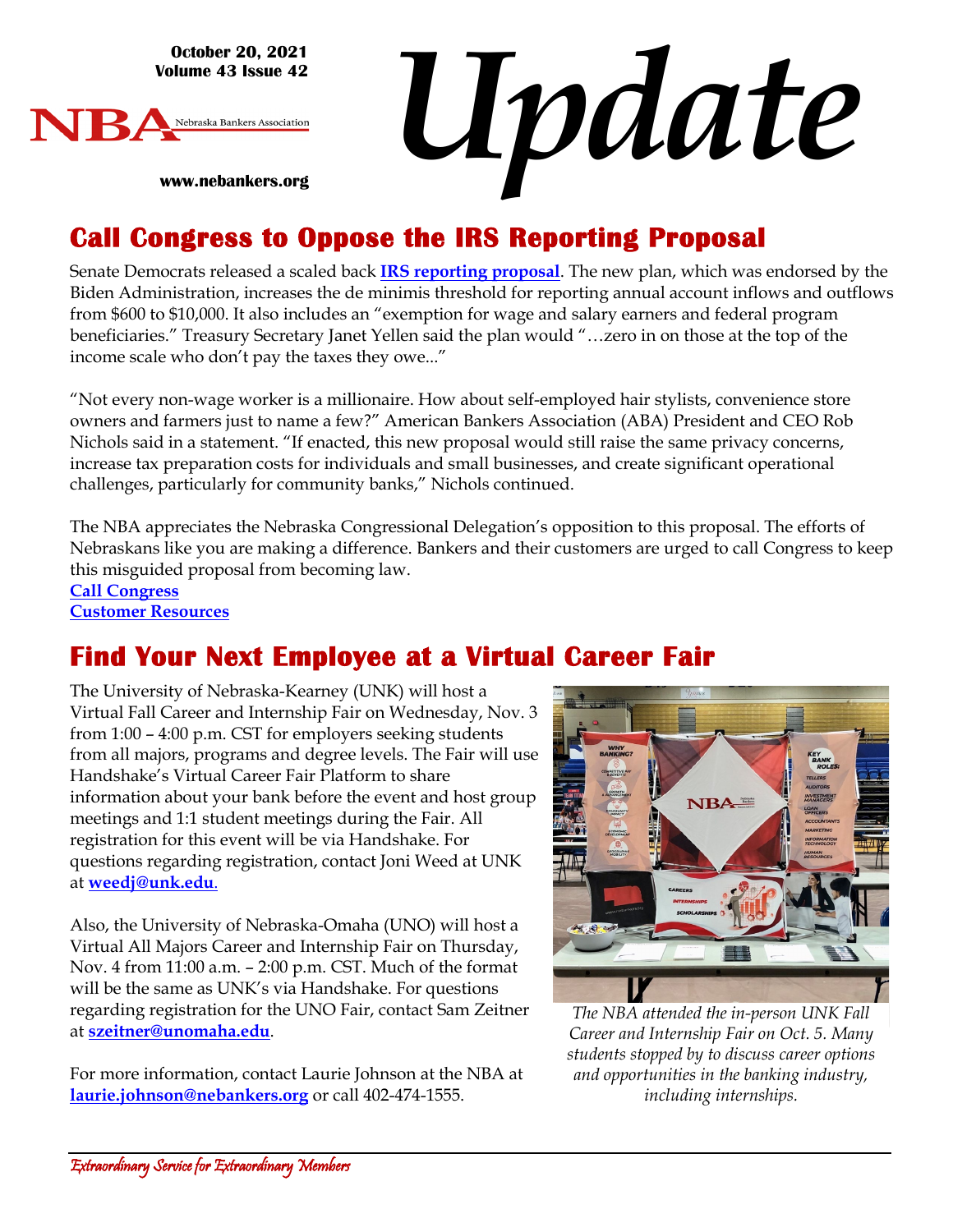October 20, 2021
Volume 43 Issue 42

NBA Nebraska Bankers Association

www.nebankers.org

# *Update*

## Call Congress to Oppose the IRS Reporting Proposal

Senate Democrats released a scaled back **IRS reporting proposal**. The new plan, which was endorsed by the Biden Administration, increases the de minimis threshold for reporting annual account inflows and outflows from $600 to $10,000. It also includes an "exemption for wage and salary earners and federal program beneficiaries." Treasury Secretary Janet Yellen said the plan would "…zero in on those at the top of the income scale who don't pay the taxes they owe..."

"Not every non-wage worker is a millionaire. How about self-employed hair stylists, convenience store owners and farmers just to name a few?" American Bankers Association (ABA) President and CEO Rob Nichols said in a statement. "If enacted, this new proposal would still raise the same privacy concerns, increase tax preparation costs for individuals and small businesses, and create significant operational challenges, particularly for community banks," Nichols continued.

The NBA appreciates the Nebraska Congressional Delegation's opposition to this proposal. The efforts of Nebraskans like you are making a difference. Bankers and their customers are urged to call Congress to keep this misguided proposal from becoming law.

**Call Congress**
**Customer Resources**

## Find Your Next Employee at a Virtual Career Fair

The University of Nebraska-Kearney (UNK) will host a Virtual Fall Career and Internship Fair on Wednesday, Nov. 3 from 1:00 – 4:00 p.m. CST for employers seeking students from all majors, programs and degree levels. The Fair will use Handshake's Virtual Career Fair Platform to share information about your bank before the event and host group meetings and 1:1 student meetings during the Fair. All registration for this event will be via Handshake. For questions regarding registration, contact Joni Weed at UNK at **weedj@unk.edu**.

Also, the University of Nebraska-Omaha (UNO) will host a Virtual All Majors Career and Internship Fair on Thursday, Nov. 4 from 11:00 a.m. – 2:00 p.m. CST. Much of the format will be the same as UNK's via Handshake. For questions regarding registration for the UNO Fair, contact Sam Zeitner at **szeitner@unomaha.edu**.

For more information, contact Laurie Johnson at the NBA at **laurie.johnson@nebankers.org** or call 402-474-1555.

*The NBA attended the in-person UNK Fall Career and Internship Fair on Oct. 5. Many students stopped by to discuss career options and opportunities in the banking industry, including internships.*

*Extraordinary Service for Extraordinary Members*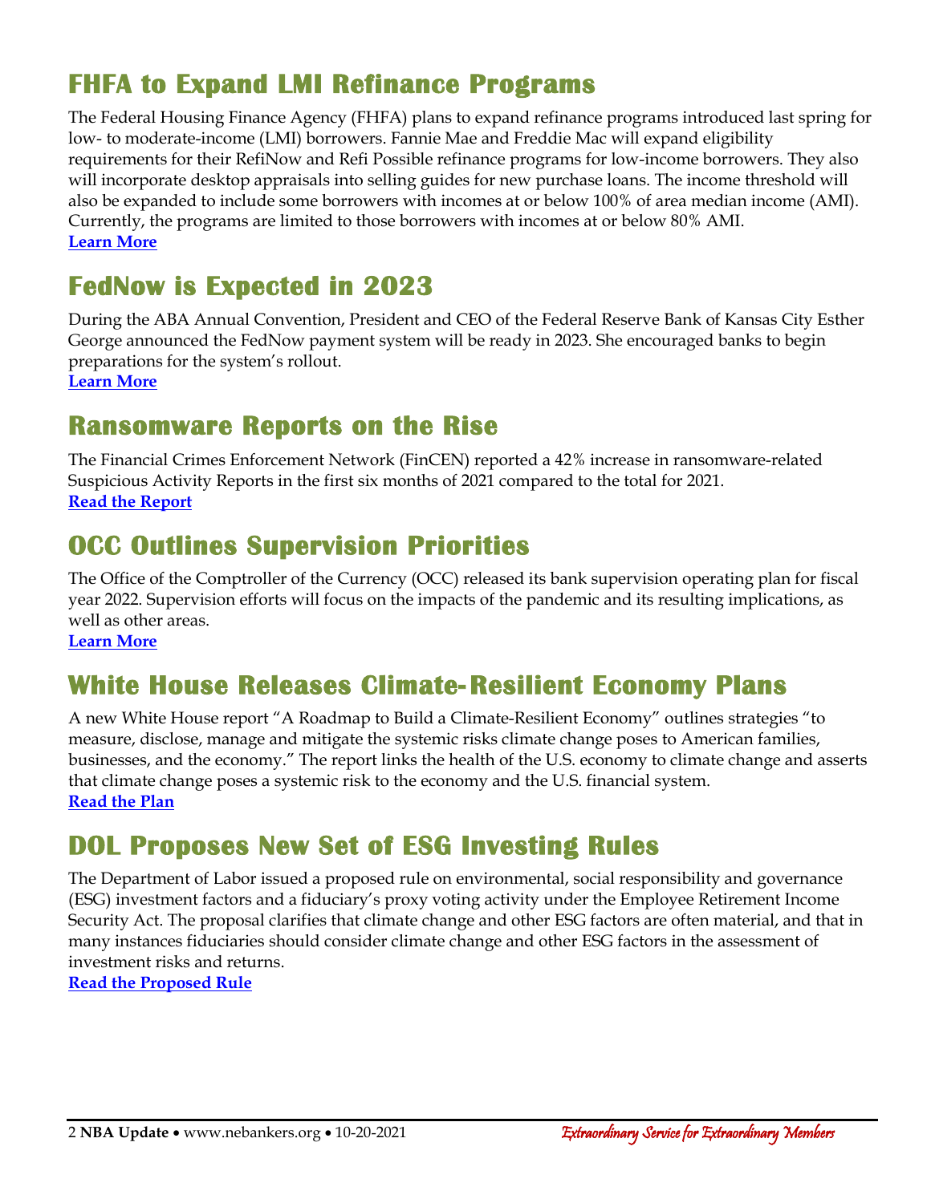## FHFA to Expand LMI Refinance Programs

The Federal Housing Finance Agency (FHFA) plans to expand refinance programs introduced last spring for low- to moderate-income (LMI) borrowers. Fannie Mae and Freddie Mac will expand eligibility requirements for their RefiNow and Refi Possible refinance programs for low-income borrowers. They also will incorporate desktop appraisals into selling guides for new purchase loans. The income threshold will also be expanded to include some borrowers with incomes at or below 100% of area median income (AMI). Currently, the programs are limited to those borrowers with incomes at or below 80% AMI.
**Learn More**

## FedNow is Expected in 2023

During the ABA Annual Convention, President and CEO of the Federal Reserve Bank of Kansas City Esther George announced the FedNow payment system will be ready in 2023. She encouraged banks to begin preparations for the system's rollout.
**Learn More**

## Ransomware Reports on the Rise

The Financial Crimes Enforcement Network (FinCEN) reported a 42% increase in ransomware-related Suspicious Activity Reports in the first six months of 2021 compared to the total for 2021.
**Read the Report**

## OCC Outlines Supervision Priorities

The Office of the Comptroller of the Currency (OCC) released its bank supervision operating plan for fiscal year 2022. Supervision efforts will focus on the impacts of the pandemic and its resulting implications, as well as other areas.
**Learn More**

## White House Releases Climate-Resilient Economy Plans

A new White House report "A Roadmap to Build a Climate-Resilient Economy" outlines strategies "to measure, disclose, manage and mitigate the systemic risks climate change poses to American families, businesses, and the economy." The report links the health of the U.S. economy to climate change and asserts that climate change poses a systemic risk to the economy and the U.S. financial system.
**Read the Plan**

## DOL Proposes New Set of ESG Investing Rules

The Department of Labor issued a proposed rule on environmental, social responsibility and governance (ESG) investment factors and a fiduciary's proxy voting activity under the Employee Retirement Income Security Act. The proposal clarifies that climate change and other ESG factors are often material, and that in many instances fiduciaries should consider climate change and other ESG factors in the assessment of investment risks and returns.
**Read the Proposed Rule**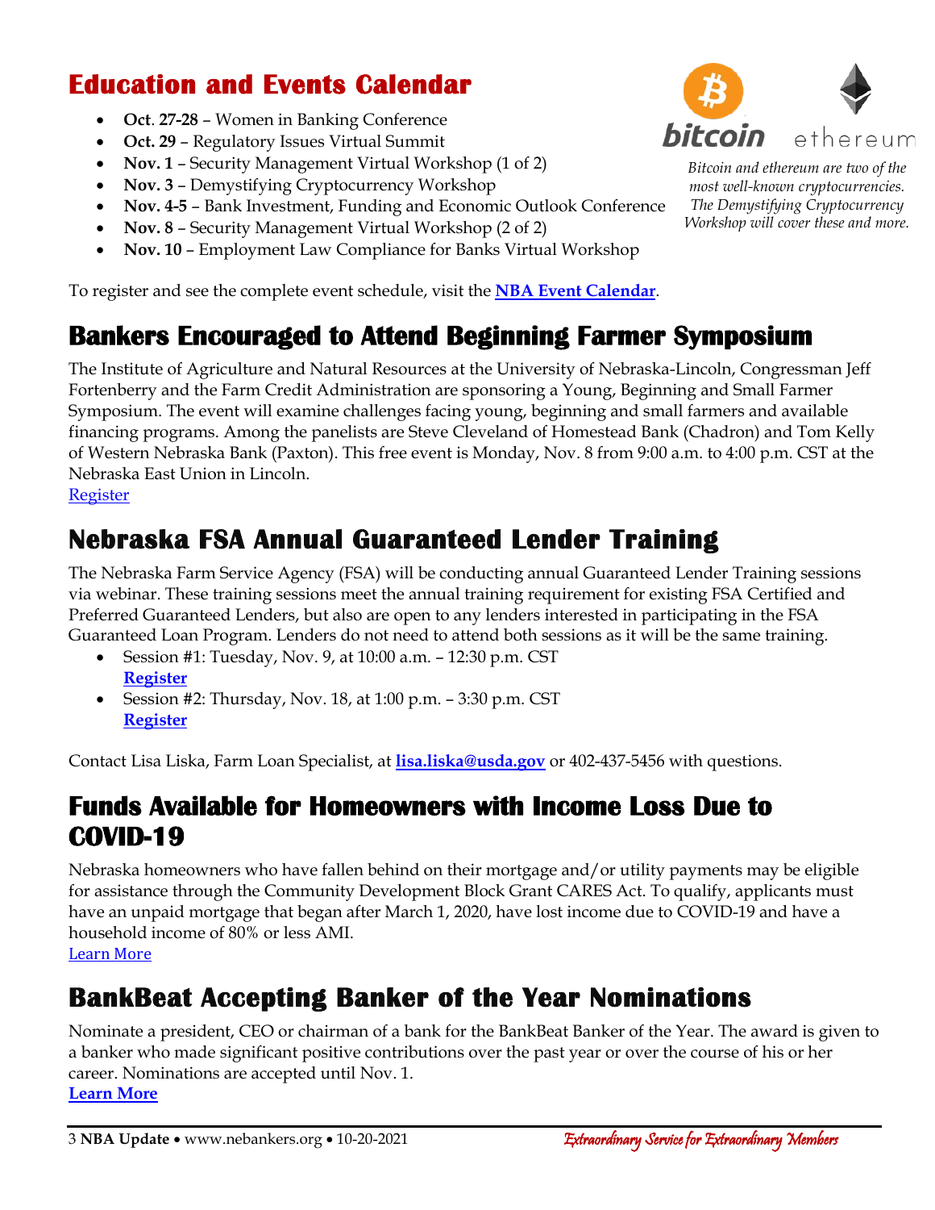## Education and Events Calendar

- **Oct. 27-28** – Women in Banking Conference
- **Oct. 29** – Regulatory Issues Virtual Summit
- **Nov. 1** – Security Management Virtual Workshop (1 of 2)
- **Nov. 3** – Demystifying Cryptocurrency Workshop
- **Nov. 4-5** – Bank Investment, Funding and Economic Outlook Conference
- **Nov. 8** – Security Management Virtual Workshop (2 of 2)
- **Nov. 10** – Employment Law Compliance for Banks Virtual Workshop

*Bitcoin and ethereum are two of the most well-known cryptocurrencies. The Demystifying Cryptocurrency Workshop will cover these and more.*

To register and see the complete event schedule, visit the **NBA Event Calendar**.

## Bankers Encouraged to Attend Beginning Farmer Symposium

The Institute of Agriculture and Natural Resources at the University of Nebraska-Lincoln, Congressman Jeff Fortenberry and the Farm Credit Administration are sponsoring a Young, Beginning and Small Farmer Symposium. The event will examine challenges facing young, beginning and small farmers and available financing programs. Among the panelists are Steve Cleveland of Homestead Bank (Chadron) and Tom Kelly of Western Nebraska Bank (Paxton). This free event is Monday, Nov. 8 from 9:00 a.m. to 4:00 p.m. CST at the Nebraska East Union in Lincoln.

Register

## Nebraska FSA Annual Guaranteed Lender Training

The Nebraska Farm Service Agency (FSA) will be conducting annual Guaranteed Lender Training sessions via webinar. These training sessions meet the annual training requirement for existing FSA Certified and Preferred Guaranteed Lenders, but also are open to any lenders interested in participating in the FSA Guaranteed Loan Program. Lenders do not need to attend both sessions as it will be the same training.

- Session #1: Tuesday, Nov. 9, at 10:00 a.m. – 12:30 p.m. CST
  **Register**
- Session #2: Thursday, Nov. 18, at 1:00 p.m. – 3:30 p.m. CST
  **Register**

Contact Lisa Liska, Farm Loan Specialist, at **lisa.liska@usda.gov** or 402-437-5456 with questions.

## Funds Available for Homeowners with Income Loss Due to COVID-19

Nebraska homeowners who have fallen behind on their mortgage and/or utility payments may be eligible for assistance through the Community Development Block Grant CARES Act. To qualify, applicants must have an unpaid mortgage that began after March 1, 2020, have lost income due to COVID-19 and have a household income of 80% or less AMI.

Learn More

## BankBeat Accepting Banker of the Year Nominations

Nominate a president, CEO or chairman of a bank for the BankBeat Banker of the Year. The award is given to a banker who made significant positive contributions over the past year or over the course of his or her career. Nominations are accepted until Nov. 1.

**Learn More**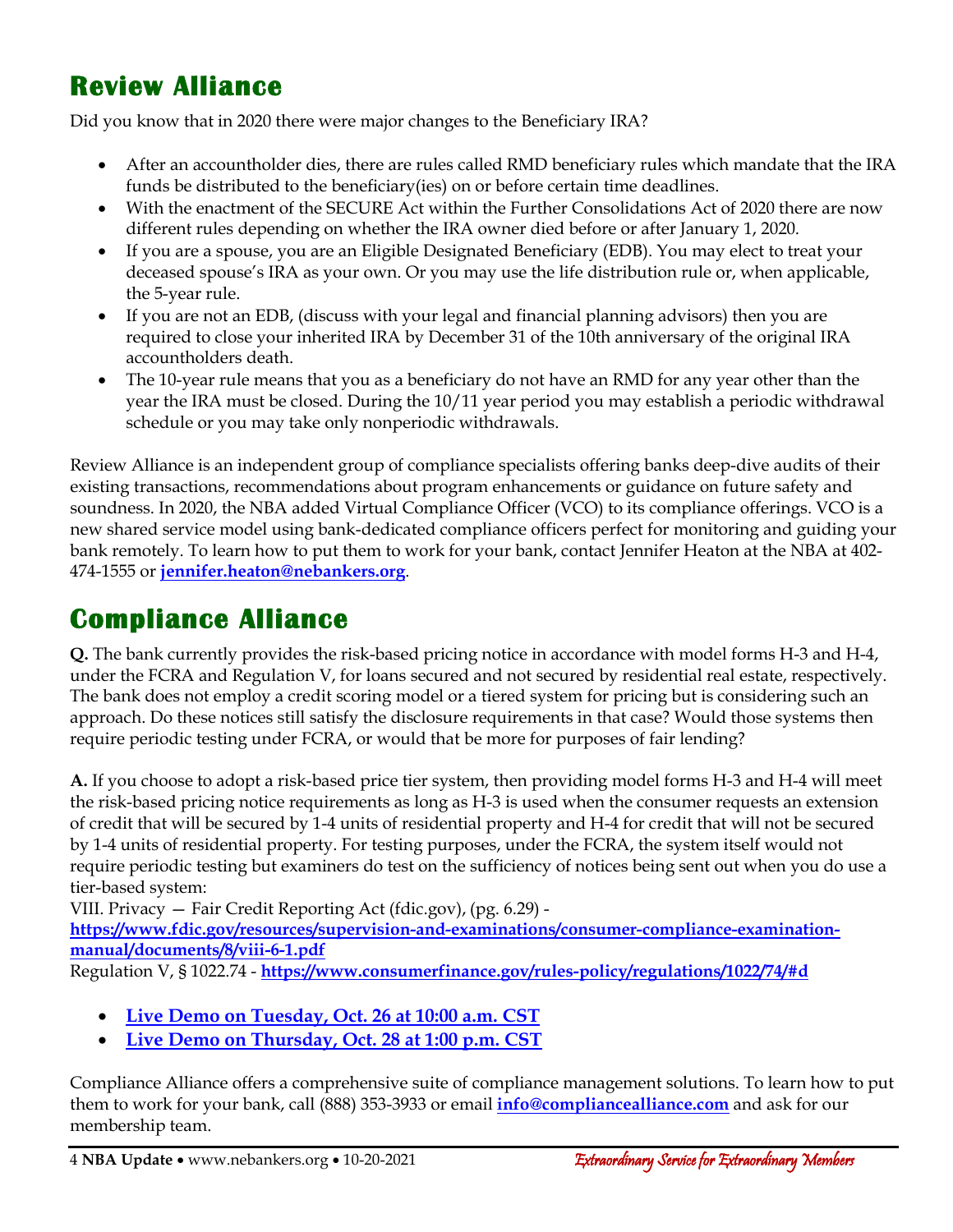## Review Alliance

Did you know that in 2020 there were major changes to the Beneficiary IRA?

- After an accountholder dies, there are rules called RMD beneficiary rules which mandate that the IRA funds be distributed to the beneficiary(ies) on or before certain time deadlines.
- With the enactment of the SECURE Act within the Further Consolidations Act of 2020 there are now different rules depending on whether the IRA owner died before or after January 1, 2020.
- If you are a spouse, you are an Eligible Designated Beneficiary (EDB). You may elect to treat your deceased spouse's IRA as your own. Or you may use the life distribution rule or, when applicable, the 5-year rule.
- If you are not an EDB, (discuss with your legal and financial planning advisors) then you are required to close your inherited IRA by December 31 of the 10th anniversary of the original IRA accountholders death.
- The 10-year rule means that you as a beneficiary do not have an RMD for any year other than the year the IRA must be closed. During the 10/11 year period you may establish a periodic withdrawal schedule or you may take only nonperiodic withdrawals.

Review Alliance is an independent group of compliance specialists offering banks deep-dive audits of their existing transactions, recommendations about program enhancements or guidance on future safety and soundness. In 2020, the NBA added Virtual Compliance Officer (VCO) to its compliance offerings. VCO is a new shared service model using bank-dedicated compliance officers perfect for monitoring and guiding your bank remotely. To learn how to put them to work for your bank, contact Jennifer Heaton at the NBA at 402-474-1555 or **jennifer.heaton@nebankers.org**.

## Compliance Alliance

**Q.** The bank currently provides the risk-based pricing notice in accordance with model forms H-3 and H-4, under the FCRA and Regulation V, for loans secured and not secured by residential real estate, respectively. The bank does not employ a credit scoring model or a tiered system for pricing but is considering such an approach. Do these notices still satisfy the disclosure requirements in that case? Would those systems then require periodic testing under FCRA, or would that be more for purposes of fair lending?

**A.** If you choose to adopt a risk-based price tier system, then providing model forms H-3 and H-4 will meet the risk-based pricing notice requirements as long as H-3 is used when the consumer requests an extension of credit that will be secured by 1-4 units of residential property and H-4 for credit that will not be secured by 1-4 units of residential property. For testing purposes, under the FCRA, the system itself would not require periodic testing but examiners do test on the sufficiency of notices being sent out when you do use a tier-based system:

VIII. Privacy — Fair Credit Reporting Act (fdic.gov), (pg. 6.29) - **https://www.fdic.gov/resources/supervision-and-examinations/consumer-compliance-examination-manual/documents/8/viii-6-1.pdf**

Regulation V, § 1022.74 - **https://www.consumerfinance.gov/rules-policy/regulations/1022/74/#d**

- **Live Demo on Tuesday, Oct. 26 at 10:00 a.m. CST**
- **Live Demo on Thursday, Oct. 28 at 1:00 p.m. CST**

Compliance Alliance offers a comprehensive suite of compliance management solutions. To learn how to put them to work for your bank, call (888) 353-3933 or email **info@compliancealliance.com** and ask for our membership team.